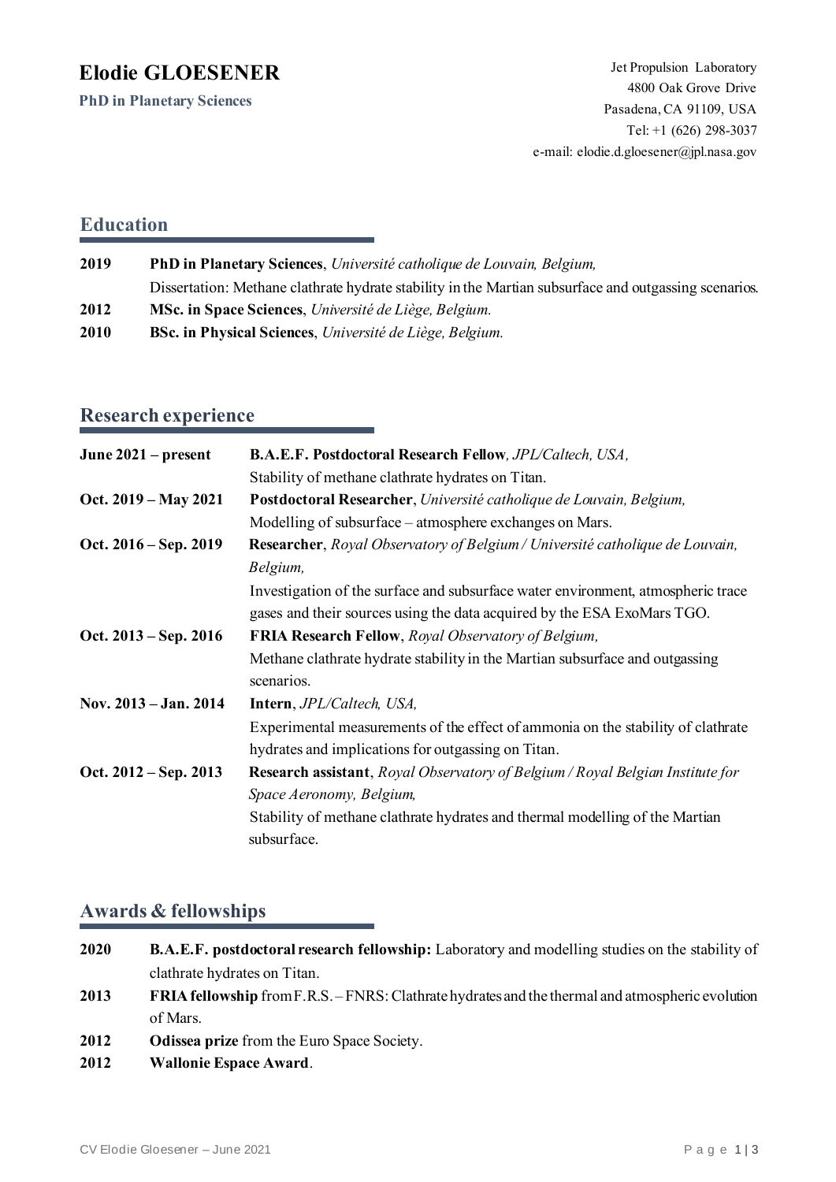# Elodie GLOESENER

**PhD in Planetary Sciences**

Jet Propulsion Laboratory
4800 Oak Grove Drive
Pasadena, CA 91109, USA
Tel: +1 (626) 298-3037
e-mail: elodie.d.gloesener@jpl.nasa.gov

## Education

**2019** **PhD in Planetary Sciences**, *Université catholique de Louvain, Belgium,*
Dissertation: Methane clathrate hydrate stability in the Martian subsurface and outgassing scenarios.

**2012** **MSc. in Space Sciences**, *Université de Liège, Belgium.*

**2010** **BSc. in Physical Sciences**, *Université de Liège, Belgium.*

## Research experience

**June 2021 – present** **B.A.E.F. Postdoctoral Research Fellow**, *JPL/Caltech, USA,*
Stability of methane clathrate hydrates on Titan.

**Oct. 2019 – May 2021** **Postdoctoral Researcher**, *Université catholique de Louvain, Belgium,*
Modelling of subsurface – atmosphere exchanges on Mars.

**Oct. 2016 – Sep. 2019** **Researcher**, *Royal Observatory of Belgium / Université catholique de Louvain, Belgium,*
Investigation of the surface and subsurface water environment, atmospheric trace gases and their sources using the data acquired by the ESA ExoMars TGO.

**Oct. 2013 – Sep. 2016** **FRIA Research Fellow**, *Royal Observatory of Belgium,*
Methane clathrate hydrate stability in the Martian subsurface and outgassing scenarios.

**Nov. 2013 – Jan. 2014** **Intern**, *JPL/Caltech, USA,*
Experimental measurements of the effect of ammonia on the stability of clathrate hydrates and implications for outgassing on Titan.

**Oct. 2012 – Sep. 2013** **Research assistant**, *Royal Observatory of Belgium / Royal Belgian Institute for Space Aeronomy, Belgium,*
Stability of methane clathrate hydrates and thermal modelling of the Martian subsurface.

## Awards & fellowships

**2020** **B.A.E.F. postdoctoral research fellowship:** Laboratory and modelling studies on the stability of clathrate hydrates on Titan.

**2013** **FRIA fellowship** from F.R.S. – FNRS: Clathrate hydrates and the thermal and atmospheric evolution of Mars.

**2012** **Odissea prize** from the Euro Space Society.

**2012** **Wallonie Espace Award**.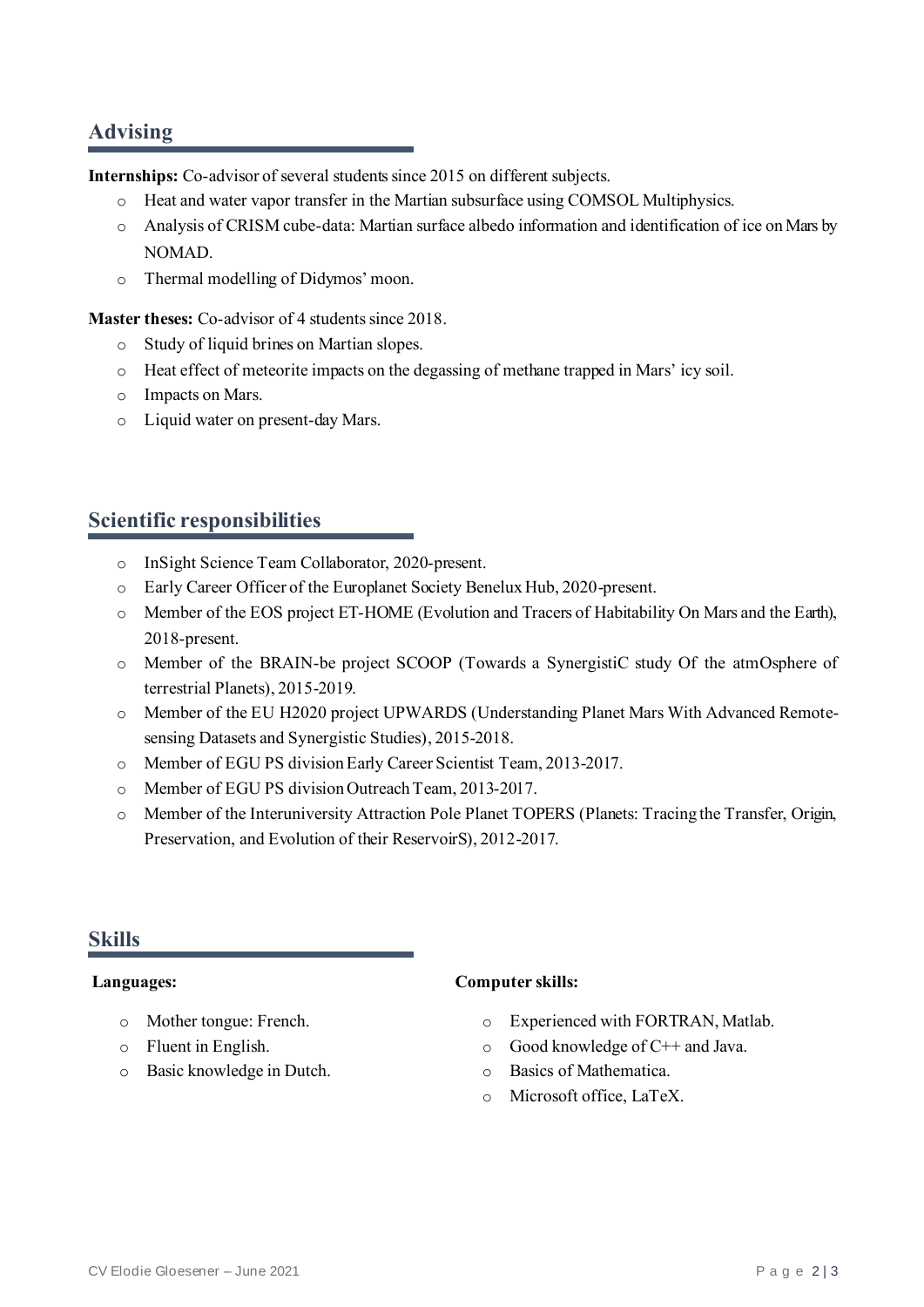## Advising

**Internships:** Co-advisor of several students since 2015 on different subjects.

- Heat and water vapor transfer in the Martian subsurface using COMSOL Multiphysics.
- Analysis of CRISM cube-data: Martian surface albedo information and identification of ice on Mars by NOMAD.
- Thermal modelling of Didymos' moon.

**Master theses:** Co-advisor of 4 students since 2018.

- Study of liquid brines on Martian slopes.
- Heat effect of meteorite impacts on the degassing of methane trapped in Mars' icy soil.
- Impacts on Mars.
- Liquid water on present-day Mars.

## Scientific responsibilities

- InSight Science Team Collaborator, 2020-present.
- Early Career Officer of the Europlanet Society Benelux Hub, 2020-present.
- Member of the EOS project ET-HOME (Evolution and Tracers of Habitability On Mars and the Earth), 2018-present.
- Member of the BRAIN-be project SCOOP (Towards a SynergistiC study Of the atmOsphere of terrestrial Planets), 2015-2019.
- Member of the EU H2020 project UPWARDS (Understanding Planet Mars With Advanced Remote-sensing Datasets and Synergistic Studies), 2015-2018.
- Member of EGU PS division Early Career Scientist Team, 2013-2017.
- Member of EGU PS division Outreach Team, 2013-2017.
- Member of the Interuniversity Attraction Pole Planet TOPERS (Planets: Tracing the Transfer, Origin, Preservation, and Evolution of their ReservoirS), 2012-2017.

## Skills

**Languages:**

- Mother tongue: French.
- Fluent in English.
- Basic knowledge in Dutch.

**Computer skills:**

- Experienced with FORTRAN, Matlab.
- Good knowledge of C++ and Java.
- Basics of Mathematica.
- Microsoft office, LaTeX.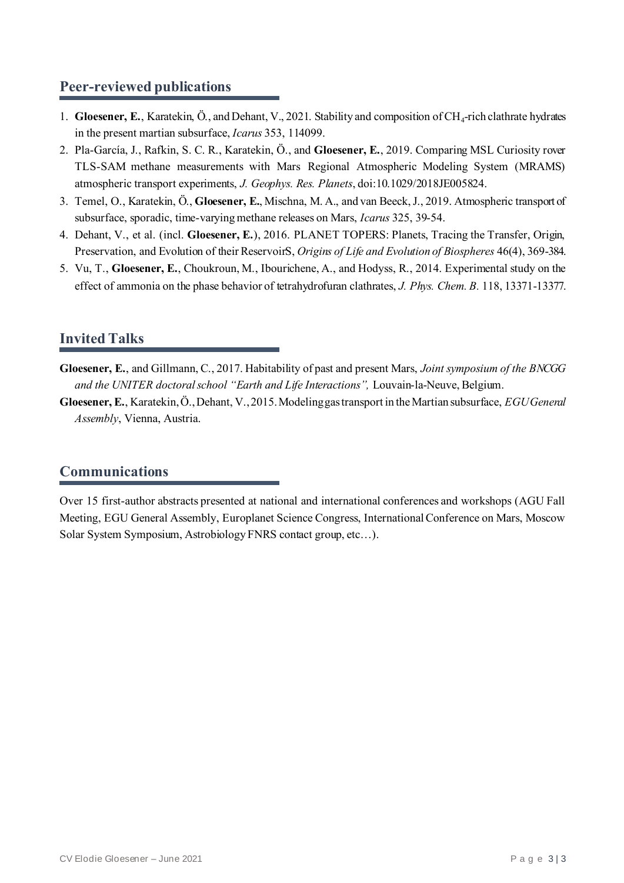## Peer-reviewed publications

1. **Gloesener, E.**, Karatekin, Ö., and Dehant, V., 2021. Stability and composition of $CH_4$-rich clathrate hydrates in the present martian subsurface, *Icarus* 353, 114099.
2. Pla-García, J., Rafkin, S. C. R., Karatekin, Ö., and **Gloesener, E.**, 2019. Comparing MSL Curiosity rover TLS-SAM methane measurements with Mars Regional Atmospheric Modeling System (MRAMS) atmospheric transport experiments, *J. Geophys. Res. Planets*, doi:10.1029/2018JE005824.
3. Temel, O., Karatekin, Ö., **Gloesener, E.**, Mischna, M. A., and van Beeck, J., 2019. Atmospheric transport of subsurface, sporadic, time-varying methane releases on Mars, *Icarus* 325, 39-54.
4. Dehant, V., et al. (incl. **Gloesener, E.**), 2016. PLANET TOPERS: Planets, Tracing the Transfer, Origin, Preservation, and Evolution of their ReservoirS, *Origins of Life and Evolution of Biospheres* 46(4), 369-384.
5. Vu, T., **Gloesener, E.**, Choukroun, M., Ibourichene, A., and Hodyss, R., 2014. Experimental study on the effect of ammonia on the phase behavior of tetrahydrofuran clathrates, *J. Phys. Chem. B.* 118, 13371-13377.

## Invited Talks

**Gloesener, E.**, and Gillmann, C., 2017. Habitability of past and present Mars, *Joint symposium of the BNCGG and the UNITER doctoral school "Earth and Life Interactions",* Louvain-la-Neuve, Belgium.

**Gloesener, E.**, Karatekin, Ö., Dehant, V., 2015. Modeling gas transport in the Martian subsurface, *EGU General Assembly*, Vienna, Austria.

## Communications

Over 15 first-author abstracts presented at national and international conferences and workshops (AGU Fall Meeting, EGU General Assembly, Europlanet Science Congress, International Conference on Mars, Moscow Solar System Symposium, Astrobiology FNRS contact group, etc…).